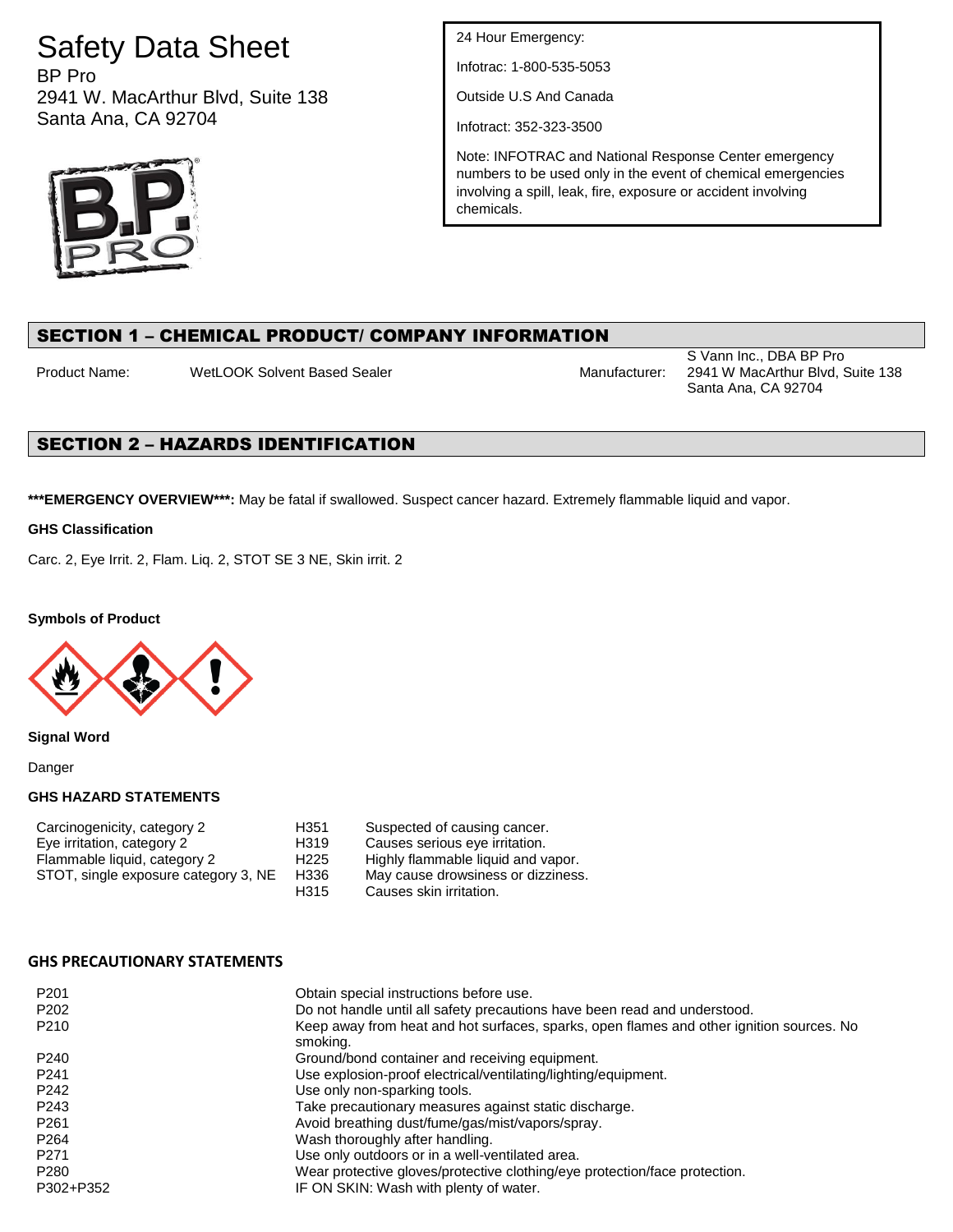# Safety Data Sheet

BP Pro
2941 W. MacArthur Blvd, Suite 138
Santa Ana, CA 92704

24 Hour Emergency:

Infotrac: 1-800-535-5053

Outside U.S And Canada

Infotract: 352-323-3500

Note: INFOTRAC and National Response Center emergency numbers to be used only in the event of chemical emergencies involving a spill, leak, fire, exposure or accident involving chemicals.

## SECTION 1 – CHEMICAL PRODUCT/ COMPANY INFORMATION

| | | | |
|---|---|---|---|
| Product Name: | WetLOOK Solvent Based Sealer | Manufacturer: | S Vann Inc., DBA BP Pro<br>2941 W MacArthur Blvd, Suite 138<br>Santa Ana, CA 92704 |

## SECTION 2 – HAZARDS IDENTIFICATION

**\*\*\*EMERGENCY OVERVIEW\*\*\*:** May be fatal if swallowed. Suspect cancer hazard. Extremely flammable liquid and vapor.

**GHS Classification**

Carc. 2, Eye Irrit. 2, Flam. Liq. 2, STOT SE 3 NE, Skin irrit. 2

**Symbols of Product**

**Signal Word**

Danger

**GHS HAZARD STATEMENTS**

| | | |
|---|---|---|
| Carcinogenicity, category 2 | H351 | Suspected of causing cancer. |
| Eye irritation, category 2 | H319 | Causes serious eye irritation. |
| Flammable liquid, category 2 | H225 | Highly flammable liquid and vapor. |
| STOT, single exposure category 3, NE | H336 | May cause drowsiness or dizziness. |
| | H315 | Causes skin irritation. |

**GHS PRECAUTIONARY STATEMENTS**

| | |
|---|---|
| P201 | Obtain special instructions before use. |
| P202 | Do not handle until all safety precautions have been read and understood. |
| P210 | Keep away from heat and hot surfaces, sparks, open flames and other ignition sources. No smoking. |
| P240 | Ground/bond container and receiving equipment. |
| P241 | Use explosion-proof electrical/ventilating/lighting/equipment. |
| P242 | Use only non-sparking tools. |
| P243 | Take precautionary measures against static discharge. |
| P261 | Avoid breathing dust/fume/gas/mist/vapors/spray. |
| P264 | Wash thoroughly after handling. |
| P271 | Use only outdoors or in a well-ventilated area. |
| P280 | Wear protective gloves/protective clothing/eye protection/face protection. |
| P302+P352 | IF ON SKIN: Wash with plenty of water. |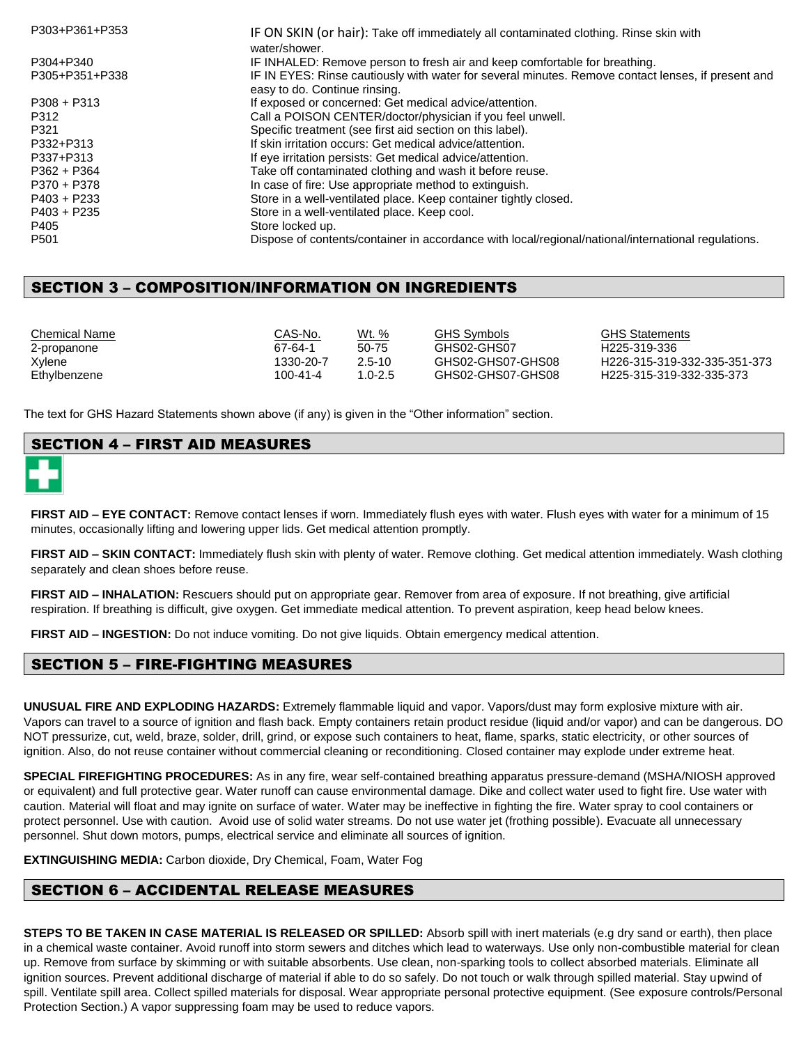| | |
|---|---|
| P303+P361+P353 | IF ON SKIN (or hair): Take off immediately all contaminated clothing. Rinse skin with water/shower. |
| P304+P340 | IF INHALED: Remove person to fresh air and keep comfortable for breathing. |
| P305+P351+P338 | IF IN EYES: Rinse cautiously with water for several minutes. Remove contact lenses, if present and easy to do. Continue rinsing. |
| P308 + P313 | If exposed or concerned: Get medical advice/attention. |
| P312 | Call a POISON CENTER/doctor/physician if you feel unwell. |
| P321 | Specific treatment (see first aid section on this label). |
| P332+P313 | If skin irritation occurs: Get medical advice/attention. |
| P337+P313 | If eye irritation persists: Get medical advice/attention. |
| P362 + P364 | Take off contaminated clothing and wash it before reuse. |
| P370 + P378 | In case of fire: Use appropriate method to extinguish. |
| P403 + P233 | Store in a well-ventilated place. Keep container tightly closed. |
| P403 + P235 | Store in a well-ventilated place. Keep cool. |
| P405 | Store locked up. |
| P501 | Dispose of contents/container in accordance with local/regional/national/international regulations. |

## SECTION 3 – COMPOSITION/INFORMATION ON INGREDIENTS

| Chemical Name | CAS-No. | Wt. % | GHS Symbols | GHS Statements |
|---|---|---|---|---|
| 2-propanone | 67-64-1 | 50-75 | GHS02-GHS07 | H225-319-336 |
| Xylene | 1330-20-7 | 2.5-10 | GHS02-GHS07-GHS08 | H226-315-319-332-335-351-373 |
| Ethylbenzene | 100-41-4 | 1.0-2.5 | GHS02-GHS07-GHS08 | H225-315-319-332-335-373 |

The text for GHS Hazard Statements shown above (if any) is given in the "Other information" section.

## SECTION 4 – FIRST AID MEASURES

**FIRST AID – EYE CONTACT:** Remove contact lenses if worn. Immediately flush eyes with water. Flush eyes with water for a minimum of 15 minutes, occasionally lifting and lowering upper lids. Get medical attention promptly.

**FIRST AID – SKIN CONTACT:** Immediately flush skin with plenty of water. Remove clothing. Get medical attention immediately. Wash clothing separately and clean shoes before reuse.

**FIRST AID – INHALATION:** Rescuers should put on appropriate gear. Remover from area of exposure. If not breathing, give artificial respiration. If breathing is difficult, give oxygen. Get immediate medical attention. To prevent aspiration, keep head below knees.

**FIRST AID – INGESTION:** Do not induce vomiting. Do not give liquids. Obtain emergency medical attention.

## SECTION 5 – FIRE-FIGHTING MEASURES

**UNUSUAL FIRE AND EXPLODING HAZARDS:** Extremely flammable liquid and vapor. Vapors/dust may form explosive mixture with air. Vapors can travel to a source of ignition and flash back. Empty containers retain product residue (liquid and/or vapor) and can be dangerous. DO NOT pressurize, cut, weld, braze, solder, drill, grind, or expose such containers to heat, flame, sparks, static electricity, or other sources of ignition. Also, do not reuse container without commercial cleaning or reconditioning. Closed container may explode under extreme heat.

**SPECIAL FIREFIGHTING PROCEDURES:** As in any fire, wear self-contained breathing apparatus pressure-demand (MSHA/NIOSH approved or equivalent) and full protective gear. Water runoff can cause environmental damage. Dike and collect water used to fight fire. Use water with caution. Material will float and may ignite on surface of water. Water may be ineffective in fighting the fire. Water spray to cool containers or protect personnel. Use with caution. Avoid use of solid water streams. Do not use water jet (frothing possible). Evacuate all unnecessary personnel. Shut down motors, pumps, electrical service and eliminate all sources of ignition.

**EXTINGUISHING MEDIA:** Carbon dioxide, Dry Chemical, Foam, Water Fog

## SECTION 6 – ACCIDENTAL RELEASE MEASURES

**STEPS TO BE TAKEN IN CASE MATERIAL IS RELEASED OR SPILLED:** Absorb spill with inert materials (e.g dry sand or earth), then place in a chemical waste container. Avoid runoff into storm sewers and ditches which lead to waterways. Use only non-combustible material for clean up. Remove from surface by skimming or with suitable absorbents. Use clean, non-sparking tools to collect absorbed materials. Eliminate all ignition sources. Prevent additional discharge of material if able to do so safely. Do not touch or walk through spilled material. Stay upwind of spill. Ventilate spill area. Collect spilled materials for disposal. Wear appropriate personal protective equipment. (See exposure controls/Personal Protection Section.) A vapor suppressing foam may be used to reduce vapors.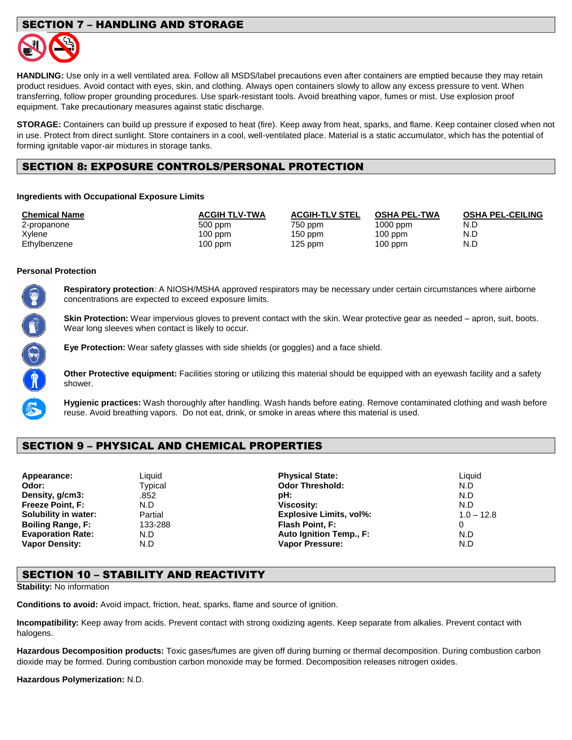## SECTION 7 – HANDLING AND STORAGE

**HANDLING:** Use only in a well ventilated area. Follow all MSDS/label precautions even after containers are emptied because they may retain product residues. Avoid contact with eyes, skin, and clothing. Always open containers slowly to allow any excess pressure to vent. When transferring, follow proper grounding procedures. Use spark-resistant tools. Avoid breathing vapor, fumes or mist. Use explosion proof equipment. Take precautionary measures against static discharge.

**STORAGE:** Containers can build up pressure if exposed to heat (fire). Keep away from heat, sparks, and flame. Keep container closed when not in use. Protect from direct sunlight. Store containers in a cool, well-ventilated place. Material is a static accumulator, which has the potential of forming ignitable vapor-air mixtures in storage tanks.

## SECTION 8: EXPOSURE CONTROLS/PERSONAL PROTECTION

**Ingredients with Occupational Exposure Limits**

| Chemical Name | ACGIH TLV-TWA | ACGIH-TLV STEL | OSHA PEL-TWA | OSHA PEL-CEILING |
|---|---|---|---|---|
| 2-propanone | 500 ppm | 750 ppm | 1000 ppm | N.D |
| Xylene | 100 ppm | 150 ppm | 100 ppm | N.D |
| Ethylbenzene | 100 ppm | 125 ppm | 100 ppm | N.D |

**Personal Protection**

**Respiratory protection**: A NIOSH/MSHA approved respirators may be necessary under certain circumstances where airborne concentrations are expected to exceed exposure limits.

**Skin Protection:** Wear impervious gloves to prevent contact with the skin. Wear protective gear as needed – apron, suit, boots. Wear long sleeves when contact is likely to occur.

**Eye Protection:** Wear safety glasses with side shields (or goggles) and a face shield.

**Other Protective equipment:** Facilities storing or utilizing this material should be equipped with an eyewash facility and a safety shower.

**Hygienic practices:** Wash thoroughly after handling. Wash hands before eating. Remove contaminated clothing and wash before reuse. Avoid breathing vapors. Do not eat, drink, or smoke in areas where this material is used.

## SECTION 9 – PHYSICAL AND CHEMICAL PROPERTIES

| | | | |
|---|---|---|---|
| **Appearance:** | Liquid | **Physical State:** | Liquid |
| **Odor:** | Typical | **Odor Threshold:** | N.D |
| **Density, g/cm3:** | .852 | **pH:** | N.D |
| **Freeze Point, F:** | N.D | **Viscosity:** | N.D |
| **Solubility in water:** | Partial | **Explosive Limits, vol%:** | 1.0 – 12.8 |
| **Boiling Range, F:** | 133-288 | **Flash Point, F:** | 0 |
| **Evaporation Rate:** | N.D | **Auto Ignition Temp., F:** | N.D |
| **Vapor Density:** | N.D | **Vapor Pressure:** | N.D |

## SECTION 10 – STABILITY AND REACTIVITY

**Stability:** No information

**Conditions to avoid:** Avoid impact, friction, heat, sparks, flame and source of ignition.

**Incompatibility:** Keep away from acids. Prevent contact with strong oxidizing agents. Keep separate from alkalies. Prevent contact with halogens.

**Hazardous Decomposition products:** Toxic gases/fumes are given off during burning or thermal decomposition. During combustion carbon dioxide may be formed. During combustion carbon monoxide may be formed. Decomposition releases nitrogen oxides.

**Hazardous Polymerization:** N.D.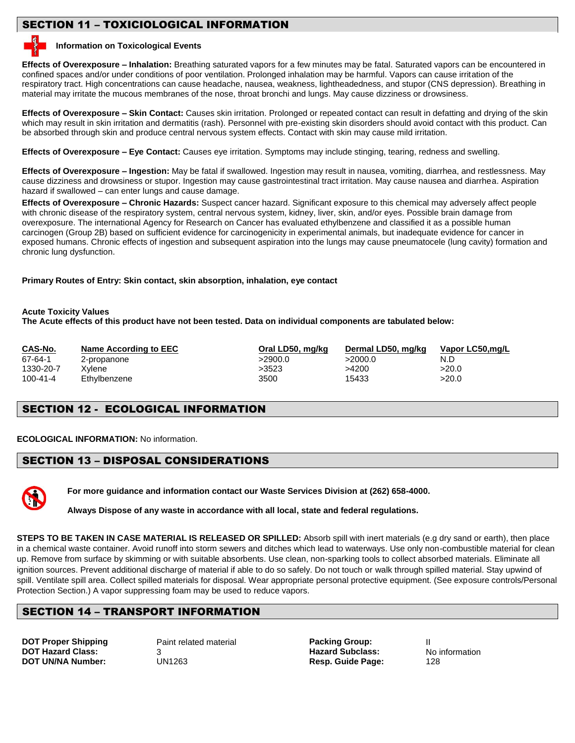## SECTION 11 – TOXICIOLOGICAL INFORMATION

### Information on Toxicological Events

**Effects of Overexposure – Inhalation:** Breathing saturated vapors for a few minutes may be fatal. Saturated vapors can be encountered in confined spaces and/or under conditions of poor ventilation. Prolonged inhalation may be harmful. Vapors can cause irritation of the respiratory tract. High concentrations can cause headache, nausea, weakness, lightheadedness, and stupor (CNS depression). Breathing in material may irritate the mucous membranes of the nose, throat bronchi and lungs. May cause dizziness or drowsiness.

**Effects of Overexposure – Skin Contact:** Causes skin irritation. Prolonged or repeated contact can result in defatting and drying of the skin which may result in skin irritation and dermatitis (rash). Personnel with pre-existing skin disorders should avoid contact with this product. Can be absorbed through skin and produce central nervous system effects. Contact with skin may cause mild irritation.

**Effects of Overexposure – Eye Contact:** Causes eye irritation. Symptoms may include stinging, tearing, redness and swelling.

**Effects of Overexposure – Ingestion:** May be fatal if swallowed. Ingestion may result in nausea, vomiting, diarrhea, and restlessness. May cause dizziness and drowsiness or stupor. Ingestion may cause gastrointestinal tract irritation. May cause nausea and diarrhea. Aspiration hazard if swallowed – can enter lungs and cause damage.

**Effects of Overexposure – Chronic Hazards:** Suspect cancer hazard. Significant exposure to this chemical may adversely affect people with chronic disease of the respiratory system, central nervous system, kidney, liver, skin, and/or eyes. Possible brain damage from overexposure. The international Agency for Research on Cancer has evaluated ethylbenzene and classified it as a possible human carcinogen (Group 2B) based on sufficient evidence for carcinogenicity in experimental animals, but inadequate evidence for cancer in exposed humans. Chronic effects of ingestion and subsequent aspiration into the lungs may cause pneumatocele (lung cavity) formation and chronic lung dysfunction.

**Primary Routes of Entry: Skin contact, skin absorption, inhalation, eye contact**

**Acute Toxicity Values**
**The Acute effects of this product have not been tested. Data on individual components are tabulated below:**

| CAS-No. | Name According to EEC | Oral LD50, mg/kg | Dermal LD50, mg/kg | Vapor LC50,mg/L |
|---|---|---|---|---|
| 67-64-1 | 2-propanone | >2900.0 | >2000.0 | N.D |
| 1330-20-7 | Xylene | >3523 | >4200 | >20.0 |
| 100-41-4 | Ethylbenzene | 3500 | 15433 | >20.0 |

## SECTION 12 - ECOLOGICAL INFORMATION

**ECOLOGICAL INFORMATION:** No information.

## SECTION 13 – DISPOSAL CONSIDERATIONS

**For more guidance and information contact our Waste Services Division at (262) 658-4000.**

**Always Dispose of any waste in accordance with all local, state and federal regulations.**

**STEPS TO BE TAKEN IN CASE MATERIAL IS RELEASED OR SPILLED:** Absorb spill with inert materials (e.g dry sand or earth), then place in a chemical waste container. Avoid runoff into storm sewers and ditches which lead to waterways. Use only non-combustible material for clean up. Remove from surface by skimming or with suitable absorbents. Use clean, non-sparking tools to collect absorbed materials. Eliminate all ignition sources. Prevent additional discharge of material if able to do so safely. Do not touch or walk through spilled material. Stay upwind of spill. Ventilate spill area. Collect spilled materials for disposal. Wear appropriate personal protective equipment. (See exposure controls/Personal Protection Section.) A vapor suppressing foam may be used to reduce vapors.

## SECTION 14 – TRANSPORT INFORMATION

| | | | |
|---|---|---|---|
| **DOT Proper Shipping** | Paint related material | **Packing Group:** | II |
| **DOT Hazard Class:** | 3 | **Hazard Subclass:** | No information |
| **DOT UN/NA Number:** | UN1263 | **Resp. Guide Page:** | 128 |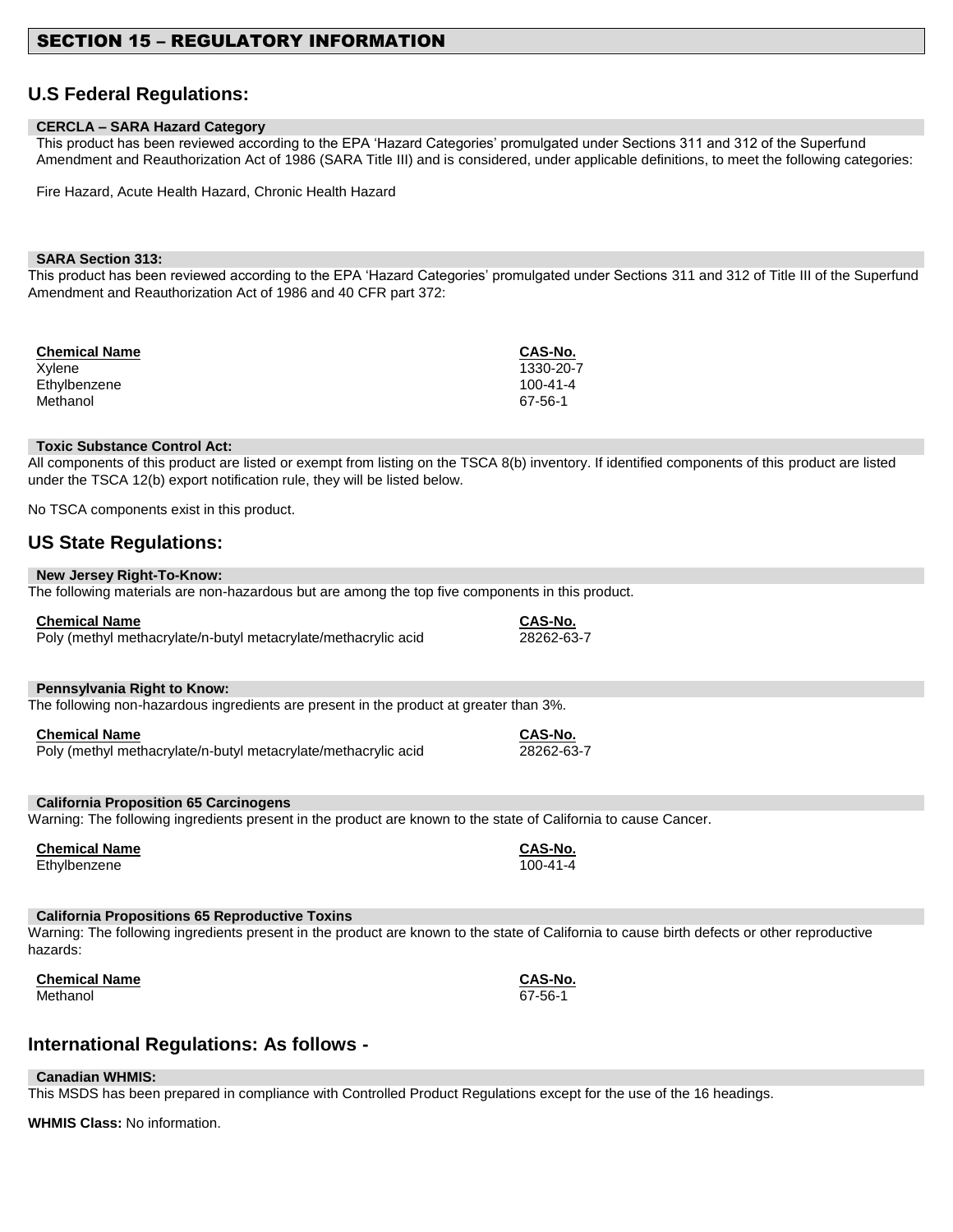## SECTION 15 – REGULATORY INFORMATION

## U.S Federal Regulations:

### CERCLA – SARA Hazard Category

This product has been reviewed according to the EPA 'Hazard Categories' promulgated under Sections 311 and 312 of the Superfund Amendment and Reauthorization Act of 1986 (SARA Title III) and is considered, under applicable definitions, to meet the following categories:

Fire Hazard, Acute Health Hazard, Chronic Health Hazard

### SARA Section 313:

This product has been reviewed according to the EPA 'Hazard Categories' promulgated under Sections 311 and 312 of Title III of the Superfund Amendment and Reauthorization Act of 1986 and 40 CFR part 372:

| Chemical Name | CAS-No. |
|---|---|
| Xylene | 1330-20-7 |
| Ethylbenzene | 100-41-4 |
| Methanol | 67-56-1 |

### Toxic Substance Control Act:

All components of this product are listed or exempt from listing on the TSCA 8(b) inventory. If identified components of this product are listed under the TSCA 12(b) export notification rule, they will be listed below.

No TSCA components exist in this product.

## US State Regulations:

### New Jersey Right-To-Know:

The following materials are non-hazardous but are among the top five components in this product.

| Chemical Name | CAS-No. |
|---|---|
| Poly (methyl methacrylate/n-butyl metacrylate/methacrylic acid | 28262-63-7 |

### Pennsylvania Right to Know:

The following non-hazardous ingredients are present in the product at greater than 3%.

| Chemical Name | CAS-No. |
|---|---|
| Poly (methyl methacrylate/n-butyl metacrylate/methacrylic acid | 28262-63-7 |

### California Proposition 65 Carcinogens

Warning: The following ingredients present in the product are known to the state of California to cause Cancer.

| Chemical Name | CAS-No. |
|---|---|
| Ethylbenzene | 100-41-4 |

### California Propositions 65 Reproductive Toxins

Warning: The following ingredients present in the product are known to the state of California to cause birth defects or other reproductive hazards:

| Chemical Name | CAS-No. |
|---|---|
| Methanol | 67-56-1 |

## International Regulations: As follows -

### Canadian WHMIS:

This MSDS has been prepared in compliance with Controlled Product Regulations except for the use of the 16 headings.

**WHMIS Class:** No information.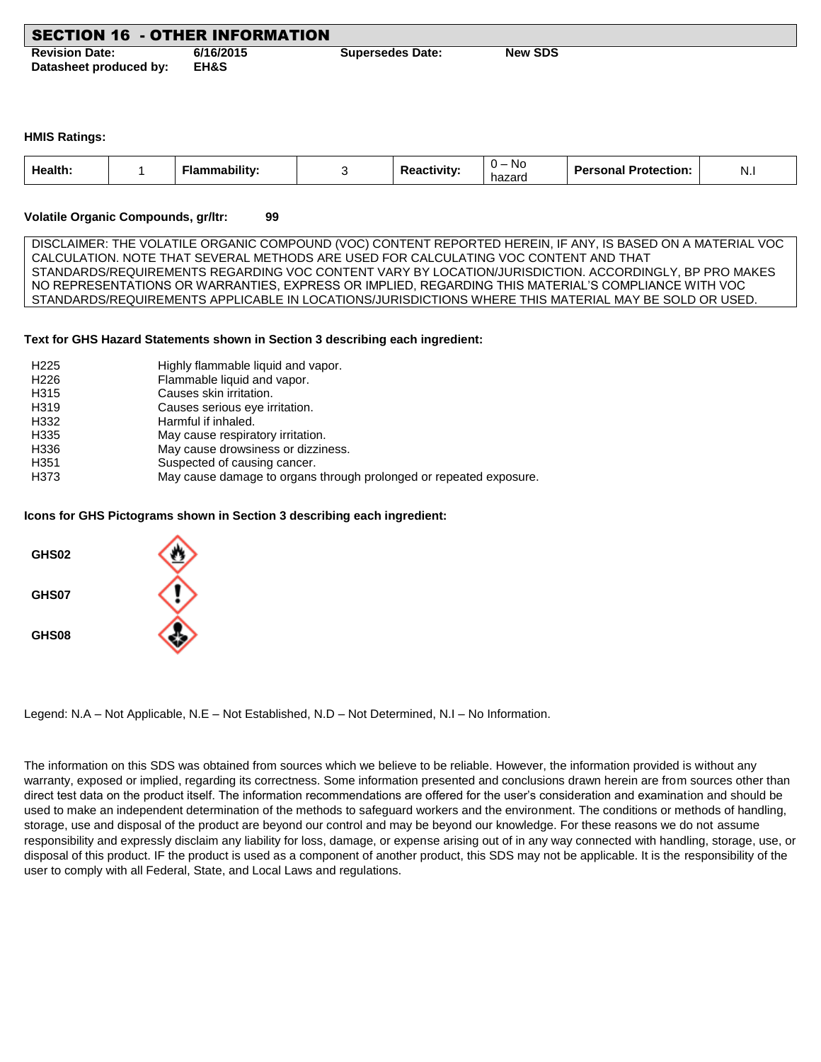## SECTION 16 - OTHER INFORMATION

| | | | |
|---|---|---|---|
| **Revision Date:** | **6/16/2015** | **Supersedes Date:** | **New SDS** |
| **Datasheet produced by:** | **EH&S** | | |

**HMIS Ratings:**

| | | | | | | | |
|---|---|---|---|---|---|---|---|
| **Health:** | 1 | **Flammability:** | 3 | **Reactivity:** | 0 – No hazard | **Personal Protection:** | N.I |

**Volatile Organic Compounds, gr/ltr:** **99**

DISCLAIMER: THE VOLATILE ORGANIC COMPOUND (VOC) CONTENT REPORTED HEREIN, IF ANY, IS BASED ON A MATERIAL VOC CALCULATION. NOTE THAT SEVERAL METHODS ARE USED FOR CALCULATING VOC CONTENT AND THAT STANDARDS/REQUIREMENTS REGARDING VOC CONTENT VARY BY LOCATION/JURISDICTION. ACCORDINGLY, BP PRO MAKES NO REPRESENTATIONS OR WARRANTIES, EXPRESS OR IMPLIED, REGARDING THIS MATERIAL'S COMPLIANCE WITH VOC STANDARDS/REQUIREMENTS APPLICABLE IN LOCATIONS/JURISDICTIONS WHERE THIS MATERIAL MAY BE SOLD OR USED.

**Text for GHS Hazard Statements shown in Section 3 describing each ingredient:**

| | |
|---|---|
| H225 | Highly flammable liquid and vapor. |
| H226 | Flammable liquid and vapor. |
| H315 | Causes skin irritation. |
| H319 | Causes serious eye irritation. |
| H332 | Harmful if inhaled. |
| H335 | May cause respiratory irritation. |
| H336 | May cause drowsiness or dizziness. |
| H351 | Suspected of causing cancer. |
| H373 | May cause damage to organs through prolonged or repeated exposure. |

**Icons for GHS Pictograms shown in Section 3 describing each ingredient:**

**GHS02**

**GHS07**

**GHS08**

Legend: N.A – Not Applicable, N.E – Not Established, N.D – Not Determined, N.I – No Information.

The information on this SDS was obtained from sources which we believe to be reliable. However, the information provided is without any warranty, exposed or implied, regarding its correctness. Some information presented and conclusions drawn herein are from sources other than direct test data on the product itself. The information recommendations are offered for the user's consideration and examination and should be used to make an independent determination of the methods to safeguard workers and the environment. The conditions or methods of handling, storage, use and disposal of the product are beyond our control and may be beyond our knowledge. For these reasons we do not assume responsibility and expressly disclaim any liability for loss, damage, or expense arising out of in any way connected with handling, storage, use, or disposal of this product. IF the product is used as a component of another product, this SDS may not be applicable. It is the responsibility of the user to comply with all Federal, State, and Local Laws and regulations.